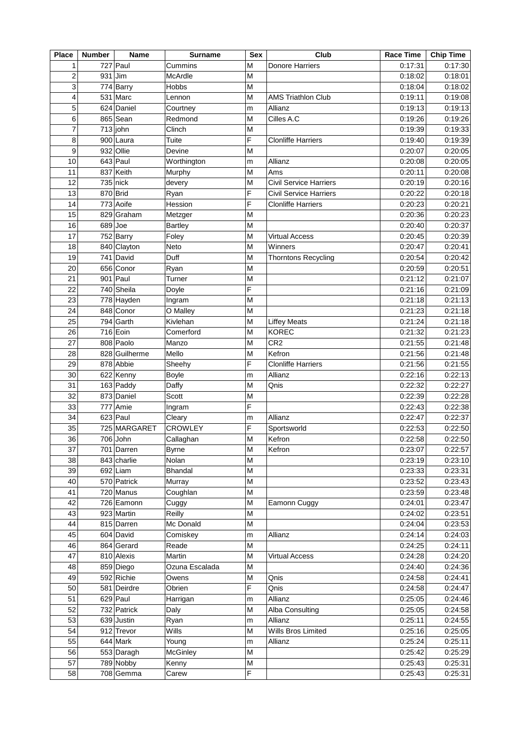| Place | Number | Name | Surname | Sex | Club | Race Time | Chip Time |
|---|---|---|---|---|---|---|---|
| 1 | 727 | Paul | Cummins | M | Donore Harriers | 0:17:31 | 0:17:30 |
| 2 | 931 | Jim | McArdle | M | | 0:18:02 | 0:18:01 |
| 3 | 774 | Barry | Hobbs | M | | 0:18:04 | 0:18:02 |
| 4 | 531 | Marc | Lennon | M | AMS Triathlon Club | 0:19:11 | 0:19:08 |
| 5 | 624 | Daniel | Courtney | m | Allianz | 0:19:13 | 0:19:13 |
| 6 | 865 | Sean | Redmond | M | Cilles A.C | 0:19:26 | 0:19:26 |
| 7 | 713 | john | Clinch | M | | 0:19:39 | 0:19:33 |
| 8 | 900 | Laura | Tuite | F | Clonliffe Harriers | 0:19:40 | 0:19:39 |
| 9 | 932 | Ollie | Devine | M | | 0:20:07 | 0:20:05 |
| 10 | 643 | Paul | Worthington | m | Allianz | 0:20:08 | 0:20:05 |
| 11 | 837 | Keith | Murphy | M | Ams | 0:20:11 | 0:20:08 |
| 12 | 735 | nick | devery | M | Civil Service Harriers | 0:20:19 | 0:20:16 |
| 13 | 870 | Brid | Ryan | F | Civil Service Harriers | 0:20:22 | 0:20:18 |
| 14 | 773 | Aoife | Hession | F | Clonliffe Harriers | 0:20:23 | 0:20:21 |
| 15 | 829 | Graham | Metzger | M | | 0:20:36 | 0:20:23 |
| 16 | 689 | Joe | Bartley | M | | 0:20:40 | 0:20:37 |
| 17 | 752 | Barry | Foley | M | Virtual Access | 0:20:45 | 0:20:39 |
| 18 | 840 | Clayton | Neto | M | Winners | 0:20:47 | 0:20:41 |
| 19 | 741 | David | Duff | M | Thorntons Recycling | 0:20:54 | 0:20:42 |
| 20 | 656 | Conor | Ryan | M | | 0:20:59 | 0:20:51 |
| 21 | 901 | Paul | Turner | M | | 0:21:12 | 0:21:07 |
| 22 | 740 | Sheila | Doyle | F | | 0:21:16 | 0:21:09 |
| 23 | 778 | Hayden | Ingram | M | | 0:21:18 | 0:21:13 |
| 24 | 848 | Conor | O Malley | M | | 0:21:23 | 0:21:18 |
| 25 | 794 | Garth | Kivlehan | M | Liffey Meats | 0:21:24 | 0:21:18 |
| 26 | 716 | Eoin | Comerford | M | KOREC | 0:21:32 | 0:21:23 |
| 27 | 808 | Paolo | Manzo | M | CR2 | 0:21:55 | 0:21:48 |
| 28 | 828 | Guilherme | Mello | M | Kefron | 0:21:56 | 0:21:48 |
| 29 | 878 | Abbie | Sheehy | F | Clonliffe Harriers | 0:21:56 | 0:21:55 |
| 30 | 622 | Kenny | Boyle | m | Allianz | 0:22:16 | 0:22:13 |
| 31 | 163 | Paddy | Daffy | M | Qnis | 0:22:32 | 0:22:27 |
| 32 | 873 | Daniel | Scott | M | | 0:22:39 | 0:22:28 |
| 33 | 777 | Amie | Ingram | F | | 0:22:43 | 0:22:38 |
| 34 | 623 | Paul | Cleary | m | Allianz | 0:22:47 | 0:22:37 |
| 35 | 725 | MARGARET | CROWLEY | F | Sportsworld | 0:22:53 | 0:22:50 |
| 36 | 706 | John | Callaghan | M | Kefron | 0:22:58 | 0:22:50 |
| 37 | 701 | Darren | Byrne | M | Kefron | 0:23:07 | 0:22:57 |
| 38 | 843 | charlie | Nolan | M | | 0:23:19 | 0:23:10 |
| 39 | 692 | Liam | Bhandal | M | | 0:23:33 | 0:23:31 |
| 40 | 570 | Patrick | Murray | M | | 0:23:52 | 0:23:43 |
| 41 | 720 | Manus | Coughlan | M | | 0:23:59 | 0:23:48 |
| 42 | 726 | Eamonn | Cuggy | M | Eamonn Cuggy | 0:24:01 | 0:23:47 |
| 43 | 923 | Martin | Reilly | M | | 0:24:02 | 0:23:51 |
| 44 | 815 | Darren | Mc Donald | M | | 0:24:04 | 0:23:53 |
| 45 | 604 | David | Comiskey | m | Allianz | 0:24:14 | 0:24:03 |
| 46 | 864 | Gerard | Reade | M | | 0:24:25 | 0:24:11 |
| 47 | 810 | Alexis | Martin | M | Virtual Access | 0:24:28 | 0:24:20 |
| 48 | 859 | Diego | Ozuna Escalada | M | | 0:24:40 | 0:24:36 |
| 49 | 592 | Richie | Owens | M | Qnis | 0:24:58 | 0:24:41 |
| 50 | 581 | Deirdre | Obrien | F | Qnis | 0:24:58 | 0:24:47 |
| 51 | 629 | Paul | Harrigan | m | Allianz | 0:25:05 | 0:24:46 |
| 52 | 732 | Patrick | Daly | M | Alba Consulting | 0:25:05 | 0:24:58 |
| 53 | 639 | Justin | Ryan | m | Allianz | 0:25:11 | 0:24:55 |
| 54 | 912 | Trevor | Wills | M | Wills Bros Limited | 0:25:16 | 0:25:05 |
| 55 | 644 | Mark | Young | m | Allianz | 0:25:24 | 0:25:11 |
| 56 | 553 | Daragh | McGinley | M | | 0:25:42 | 0:25:29 |
| 57 | 789 | Nobby | Kenny | M | | 0:25:43 | 0:25:31 |
| 58 | 708 | Gemma | Carew | F | | 0:25:43 | 0:25:31 |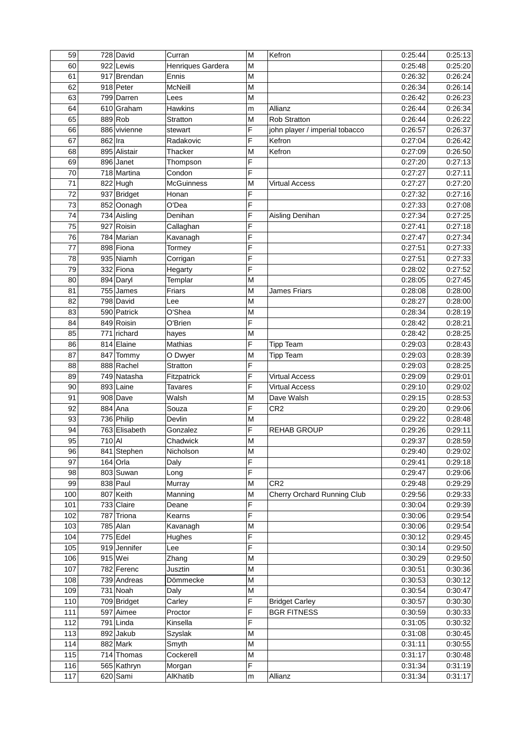| 59 | 728 | David | Curran | M | Kefron | 0:25:44 | 0:25:13 |
|---|---|---|---|---|---|---|---|
| 60 | 922 | Lewis | Henriques Gardera | M | | 0:25:48 | 0:25:20 |
| 61 | 917 | Brendan | Ennis | M | | 0:26:32 | 0:26:24 |
| 62 | 918 | Peter | McNeill | M | | 0:26:34 | 0:26:14 |
| 63 | 799 | Darren | Lees | M | | 0:26:42 | 0:26:23 |
| 64 | 610 | Graham | Hawkins | m | Allianz | 0:26:44 | 0:26:34 |
| 65 | 889 | Rob | Stratton | M | Rob Stratton | 0:26:44 | 0:26:22 |
| 66 | 886 | vivienne | stewart | F | john player / imperial tobacco | 0:26:57 | 0:26:37 |
| 67 | 862 | Ira | Radakovic | F | Kefron | 0:27:04 | 0:26:42 |
| 68 | 895 | Alistair | Thacker | M | Kefron | 0:27:09 | 0:26:50 |
| 69 | 896 | Janet | Thompson | F | | 0:27:20 | 0:27:13 |
| 70 | 718 | Martina | Condon | F | | 0:27:27 | 0:27:11 |
| 71 | 822 | Hugh | McGuinness | M | Virtual Access | 0:27:27 | 0:27:20 |
| 72 | 937 | Bridget | Honan | F | | 0:27:32 | 0:27:16 |
| 73 | 852 | Oonagh | O'Dea | F | | 0:27:33 | 0:27:08 |
| 74 | 734 | Aisling | Denihan | F | Aisling Denihan | 0:27:34 | 0:27:25 |
| 75 | 927 | Roisin | Callaghan | F | | 0:27:41 | 0:27:18 |
| 76 | 784 | Marian | Kavanagh | F | | 0:27:47 | 0:27:34 |
| 77 | 898 | Fiona | Tormey | F | | 0:27:51 | 0:27:33 |
| 78 | 935 | Niamh | Corrigan | F | | 0:27:51 | 0:27:33 |
| 79 | 332 | Fiona | Hegarty | F | | 0:28:02 | 0:27:52 |
| 80 | 894 | Daryl | Templar | M | | 0:28:05 | 0:27:45 |
| 81 | 755 | James | Friars | M | James Friars | 0:28:08 | 0:28:00 |
| 82 | 798 | David | Lee | M | | 0:28:27 | 0:28:00 |
| 83 | 590 | Patrick | O'Shea | M | | 0:28:34 | 0:28:19 |
| 84 | 849 | Roisin | O'Brien | F | | 0:28:42 | 0:28:21 |
| 85 | 771 | richard | hayes | M | | 0:28:42 | 0:28:25 |
| 86 | 814 | Elaine | Mathias | F | Tipp Team | 0:29:03 | 0:28:43 |
| 87 | 847 | Tommy | O Dwyer | M | Tipp Team | 0:29:03 | 0:28:39 |
| 88 | 888 | Rachel | Stratton | F | | 0:29:03 | 0:28:25 |
| 89 | 749 | Natasha | Fitzpatrick | F | Virtual Access | 0:29:09 | 0:29:01 |
| 90 | 893 | Laine | Tavares | F | Virtual Access | 0:29:10 | 0:29:02 |
| 91 | 908 | Dave | Walsh | M | Dave Walsh | 0:29:15 | 0:28:53 |
| 92 | 884 | Ana | Souza | F | CR2 | 0:29:20 | 0:29:06 |
| 93 | 736 | Philip | Devlin | M | | 0:29:22 | 0:28:48 |
| 94 | 763 | Elisabeth | Gonzalez | F | REHAB GROUP | 0:29:26 | 0:29:11 |
| 95 | 710 | Al | Chadwick | M | | 0:29:37 | 0:28:59 |
| 96 | 841 | Stephen | Nicholson | M | | 0:29:40 | 0:29:02 |
| 97 | 164 | Orla | Daly | F | | 0:29:41 | 0:29:18 |
| 98 | 803 | Suwan | Long | F | | 0:29:47 | 0:29:06 |
| 99 | 838 | Paul | Murray | M | CR2 | 0:29:48 | 0:29:29 |
| 100 | 807 | Keith | Manning | M | Cherry Orchard Running Club | 0:29:56 | 0:29:33 |
| 101 | 733 | Claire | Deane | F | | 0:30:04 | 0:29:39 |
| 102 | 787 | Triona | Kearns | F | | 0:30:06 | 0:29:54 |
| 103 | 785 | Alan | Kavanagh | M | | 0:30:06 | 0:29:54 |
| 104 | 775 | Edel | Hughes | F | | 0:30:12 | 0:29:45 |
| 105 | 919 | Jennifer | Lee | F | | 0:30:14 | 0:29:50 |
| 106 | 915 | Wei | Zhang | M | | 0:30:29 | 0:29:50 |
| 107 | 782 | Ferenc | Jusztin | M | | 0:30:51 | 0:30:36 |
| 108 | 739 | Andreas | Dömmecke | M | | 0:30:53 | 0:30:12 |
| 109 | 731 | Noah | Daly | M | | 0:30:54 | 0:30:47 |
| 110 | 709 | Bridget | Carley | F | Bridget Carley | 0:30:57 | 0:30:30 |
| 111 | 597 | Aimee | Proctor | F | BGR FITNESS | 0:30:59 | 0:30:33 |
| 112 | 791 | Linda | Kinsella | F | | 0:31:05 | 0:30:32 |
| 113 | 892 | Jakub | Szyslak | M | | 0:31:08 | 0:30:45 |
| 114 | 882 | Mark | Smyth | M | | 0:31:11 | 0:30:55 |
| 115 | 714 | Thomas | Cockerell | M | | 0:31:17 | 0:30:48 |
| 116 | 565 | Kathryn | Morgan | F | | 0:31:34 | 0:31:19 |
| 117 | 620 | Sami | AlKhatib | m | Allianz | 0:31:34 | 0:31:17 |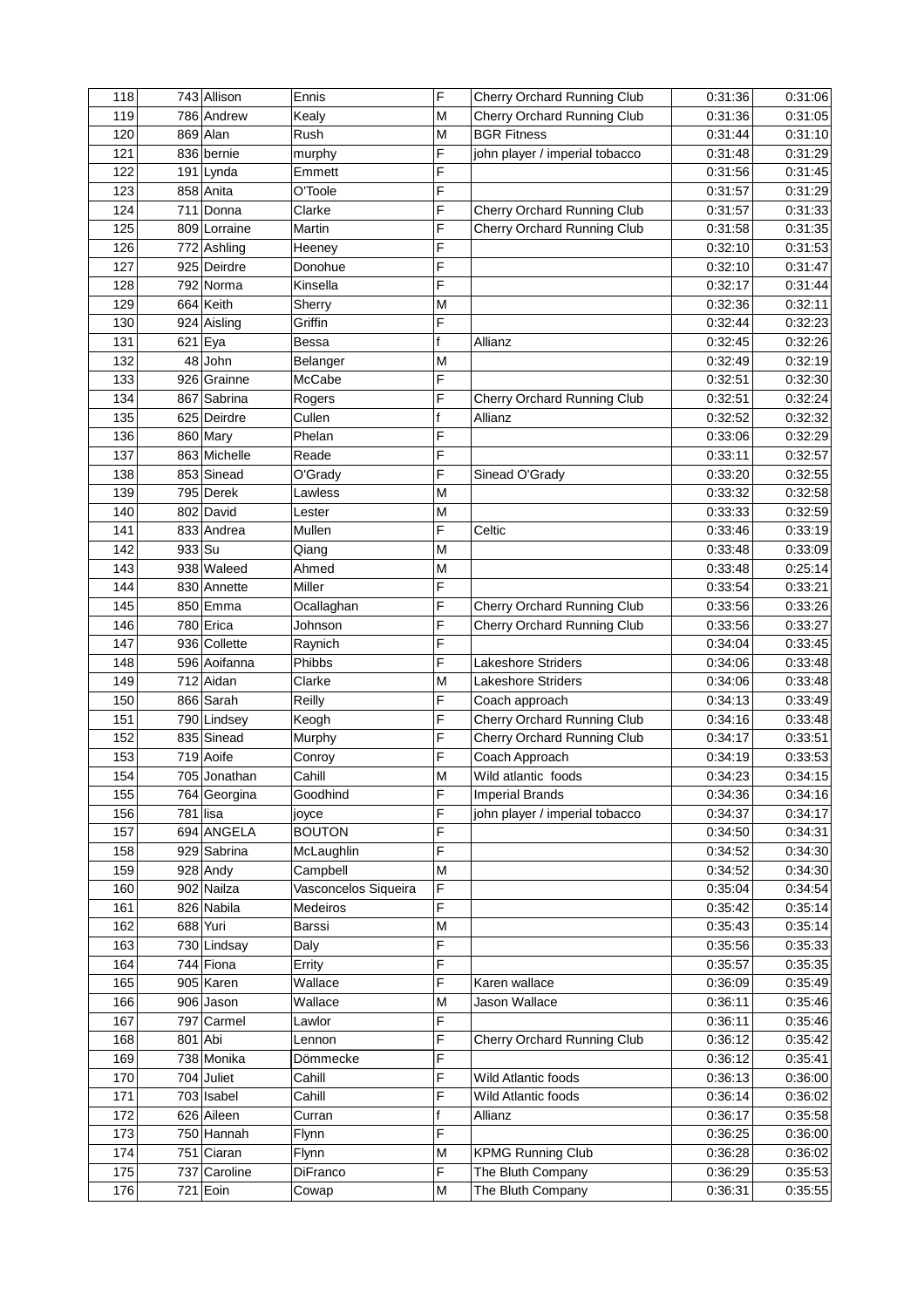| 118 | 743 | Allison | Ennis | F | Cherry Orchard Running Club | 0:31:36 | 0:31:06 |
|---|---|---|---|---|---|---|---|
| 119 | 786 | Andrew | Kealy | M | Cherry Orchard Running Club | 0:31:36 | 0:31:05 |
| 120 | 869 | Alan | Rush | M | BGR Fitness | 0:31:44 | 0:31:10 |
| 121 | 836 | bernie | murphy | F | john player / imperial tobacco | 0:31:48 | 0:31:29 |
| 122 | 191 | Lynda | Emmett | F | | 0:31:56 | 0:31:45 |
| 123 | 858 | Anita | O'Toole | F | | 0:31:57 | 0:31:29 |
| 124 | 711 | Donna | Clarke | F | Cherry Orchard Running Club | 0:31:57 | 0:31:33 |
| 125 | 809 | Lorraine | Martin | F | Cherry Orchard Running Club | 0:31:58 | 0:31:35 |
| 126 | 772 | Ashling | Heeney | F | | 0:32:10 | 0:31:53 |
| 127 | 925 | Deirdre | Donohue | F | | 0:32:10 | 0:31:47 |
| 128 | 792 | Norma | Kinsella | F | | 0:32:17 | 0:31:44 |
| 129 | 664 | Keith | Sherry | M | | 0:32:36 | 0:32:11 |
| 130 | 924 | Aisling | Griffin | F | | 0:32:44 | 0:32:23 |
| 131 | 621 | Eya | Bessa | f | Allianz | 0:32:45 | 0:32:26 |
| 132 | 48 | John | Belanger | M | | 0:32:49 | 0:32:19 |
| 133 | 926 | Grainne | McCabe | F | | 0:32:51 | 0:32:30 |
| 134 | 867 | Sabrina | Rogers | F | Cherry Orchard Running Club | 0:32:51 | 0:32:24 |
| 135 | 625 | Deirdre | Cullen | f | Allianz | 0:32:52 | 0:32:32 |
| 136 | 860 | Mary | Phelan | F | | 0:33:06 | 0:32:29 |
| 137 | 863 | Michelle | Reade | F | | 0:33:11 | 0:32:57 |
| 138 | 853 | Sinead | O'Grady | F | Sinead O'Grady | 0:33:20 | 0:32:55 |
| 139 | 795 | Derek | Lawless | M | | 0:33:32 | 0:32:58 |
| 140 | 802 | David | Lester | M | | 0:33:33 | 0:32:59 |
| 141 | 833 | Andrea | Mullen | F | Celtic | 0:33:46 | 0:33:19 |
| 142 | 933 | Su | Qiang | M | | 0:33:48 | 0:33:09 |
| 143 | 938 | Waleed | Ahmed | M | | 0:33:48 | 0:25:14 |
| 144 | 830 | Annette | Miller | F | | 0:33:54 | 0:33:21 |
| 145 | 850 | Emma | Ocallaghan | F | Cherry Orchard Running Club | 0:33:56 | 0:33:26 |
| 146 | 780 | Erica | Johnson | F | Cherry Orchard Running Club | 0:33:56 | 0:33:27 |
| 147 | 936 | Collette | Raynich | F | | 0:34:04 | 0:33:45 |
| 148 | 596 | Aoifanna | Phibbs | F | Lakeshore Striders | 0:34:06 | 0:33:48 |
| 149 | 712 | Aidan | Clarke | M | Lakeshore Striders | 0:34:06 | 0:33:48 |
| 150 | 866 | Sarah | Reilly | F | Coach approach | 0:34:13 | 0:33:49 |
| 151 | 790 | Lindsey | Keogh | F | Cherry Orchard Running Club | 0:34:16 | 0:33:48 |
| 152 | 835 | Sinead | Murphy | F | Cherry Orchard Running Club | 0:34:17 | 0:33:51 |
| 153 | 719 | Aoife | Conroy | F | Coach Approach | 0:34:19 | 0:33:53 |
| 154 | 705 | Jonathan | Cahill | M | Wild atlantic foods | 0:34:23 | 0:34:15 |
| 155 | 764 | Georgina | Goodhind | F | Imperial Brands | 0:34:36 | 0:34:16 |
| 156 | 781 | lisa | joyce | F | john player / imperial tobacco | 0:34:37 | 0:34:17 |
| 157 | 694 | ANGELA | BOUTON | F | | 0:34:50 | 0:34:31 |
| 158 | 929 | Sabrina | McLaughlin | F | | 0:34:52 | 0:34:30 |
| 159 | 928 | Andy | Campbell | M | | 0:34:52 | 0:34:30 |
| 160 | 902 | Nailza | Vasconcelos Siqueira | F | | 0:35:04 | 0:34:54 |
| 161 | 826 | Nabila | Medeiros | F | | 0:35:42 | 0:35:14 |
| 162 | 688 | Yuri | Barssi | M | | 0:35:43 | 0:35:14 |
| 163 | 730 | Lindsay | Daly | F | | 0:35:56 | 0:35:33 |
| 164 | 744 | Fiona | Errity | F | | 0:35:57 | 0:35:35 |
| 165 | 905 | Karen | Wallace | F | Karen wallace | 0:36:09 | 0:35:49 |
| 166 | 906 | Jason | Wallace | M | Jason Wallace | 0:36:11 | 0:35:46 |
| 167 | 797 | Carmel | Lawlor | F | | 0:36:11 | 0:35:46 |
| 168 | 801 | Abi | Lennon | F | Cherry Orchard Running Club | 0:36:12 | 0:35:42 |
| 169 | 738 | Monika | Dömmecke | F | | 0:36:12 | 0:35:41 |
| 170 | 704 | Juliet | Cahill | F | Wild Atlantic foods | 0:36:13 | 0:36:00 |
| 171 | 703 | Isabel | Cahill | F | Wild Atlantic foods | 0:36:14 | 0:36:02 |
| 172 | 626 | Aileen | Curran | f | Allianz | 0:36:17 | 0:35:58 |
| 173 | 750 | Hannah | Flynn | F | | 0:36:25 | 0:36:00 |
| 174 | 751 | Ciaran | Flynn | M | KPMG Running Club | 0:36:28 | 0:36:02 |
| 175 | 737 | Caroline | DiFranco | F | The Bluth Company | 0:36:29 | 0:35:53 |
| 176 | 721 | Eoin | Cowap | M | The Bluth Company | 0:36:31 | 0:35:55 |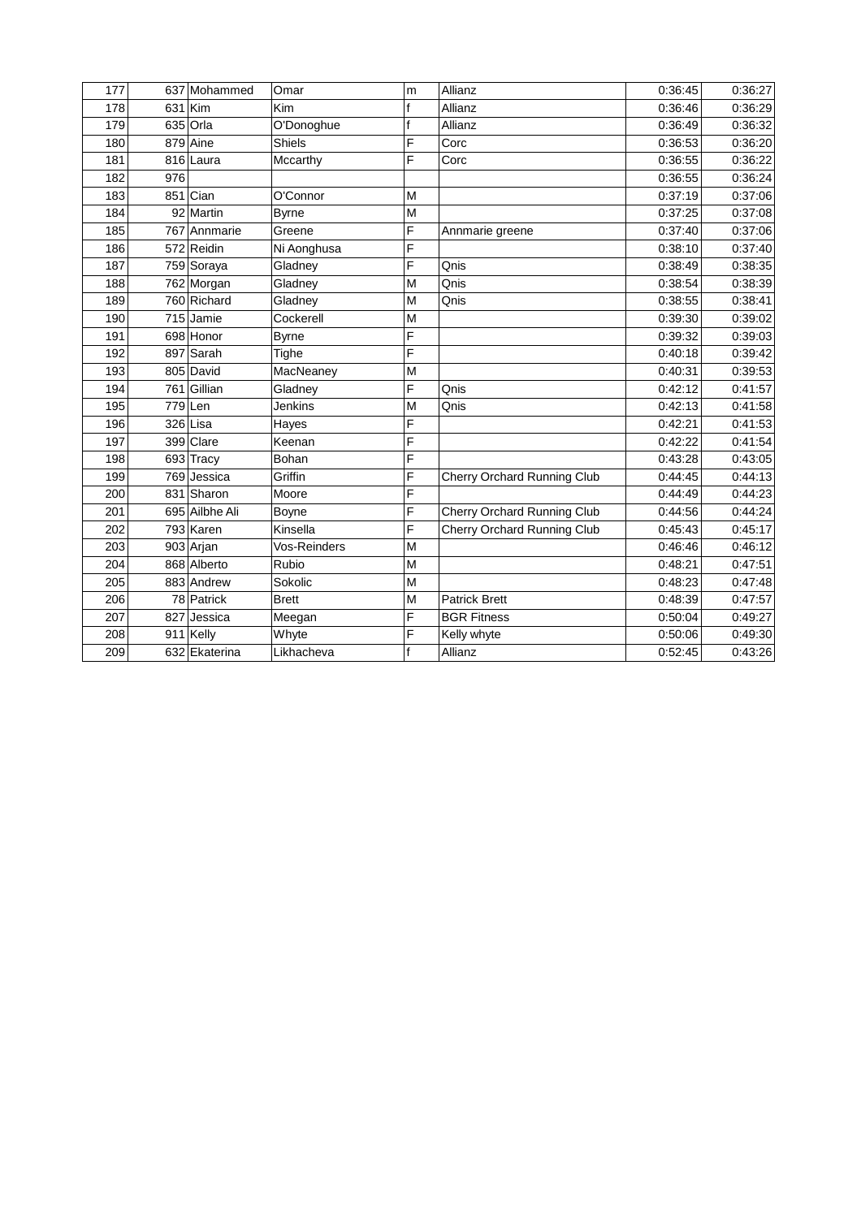| | | | | | | | |
|---|---|---|---|---|---|---|---|
| 177 | 637 | Mohammed | Omar | m | Allianz | 0:36:45 | 0:36:27 |
| 178 | 631 | Kim | Kim | f | Allianz | 0:36:46 | 0:36:29 |
| 179 | 635 | Orla | O'Donoghue | f | Allianz | 0:36:49 | 0:36:32 |
| 180 | 879 | Aine | Shiels | F | Corc | 0:36:53 | 0:36:20 |
| 181 | 816 | Laura | Mccarthy | F | Corc | 0:36:55 | 0:36:22 |
| 182 | 976 | | | | | 0:36:55 | 0:36:24 |
| 183 | 851 | Cian | O'Connor | M | | 0:37:19 | 0:37:06 |
| 184 | 92 | Martin | Byrne | M | | 0:37:25 | 0:37:08 |
| 185 | 767 | Annmarie | Greene | F | Annmarie greene | 0:37:40 | 0:37:06 |
| 186 | 572 | Reidin | Ni Aonghusa | F | | 0:38:10 | 0:37:40 |
| 187 | 759 | Soraya | Gladney | F | Qnis | 0:38:49 | 0:38:35 |
| 188 | 762 | Morgan | Gladney | M | Qnis | 0:38:54 | 0:38:39 |
| 189 | 760 | Richard | Gladney | M | Qnis | 0:38:55 | 0:38:41 |
| 190 | 715 | Jamie | Cockerell | M | | 0:39:30 | 0:39:02 |
| 191 | 698 | Honor | Byrne | F | | 0:39:32 | 0:39:03 |
| 192 | 897 | Sarah | Tighe | F | | 0:40:18 | 0:39:42 |
| 193 | 805 | David | MacNeaney | M | | 0:40:31 | 0:39:53 |
| 194 | 761 | Gillian | Gladney | F | Qnis | 0:42:12 | 0:41:57 |
| 195 | 779 | Len | Jenkins | M | Qnis | 0:42:13 | 0:41:58 |
| 196 | 326 | Lisa | Hayes | F | | 0:42:21 | 0:41:53 |
| 197 | 399 | Clare | Keenan | F | | 0:42:22 | 0:41:54 |
| 198 | 693 | Tracy | Bohan | F | | 0:43:28 | 0:43:05 |
| 199 | 769 | Jessica | Griffin | F | Cherry Orchard Running Club | 0:44:45 | 0:44:13 |
| 200 | 831 | Sharon | Moore | F | | 0:44:49 | 0:44:23 |
| 201 | 695 | Ailbhe Ali | Boyne | F | Cherry Orchard Running Club | 0:44:56 | 0:44:24 |
| 202 | 793 | Karen | Kinsella | F | Cherry Orchard Running Club | 0:45:43 | 0:45:17 |
| 203 | 903 | Arjan | Vos-Reinders | M | | 0:46:46 | 0:46:12 |
| 204 | 868 | Alberto | Rubio | M | | 0:48:21 | 0:47:51 |
| 205 | 883 | Andrew | Sokolic | M | | 0:48:23 | 0:47:48 |
| 206 | 78 | Patrick | Brett | M | Patrick Brett | 0:48:39 | 0:47:57 |
| 207 | 827 | Jessica | Meegan | F | BGR Fitness | 0:50:04 | 0:49:27 |
| 208 | 911 | Kelly | Whyte | F | Kelly whyte | 0:50:06 | 0:49:30 |
| 209 | 632 | Ekaterina | Likhacheva | f | Allianz | 0:52:45 | 0:43:26 |